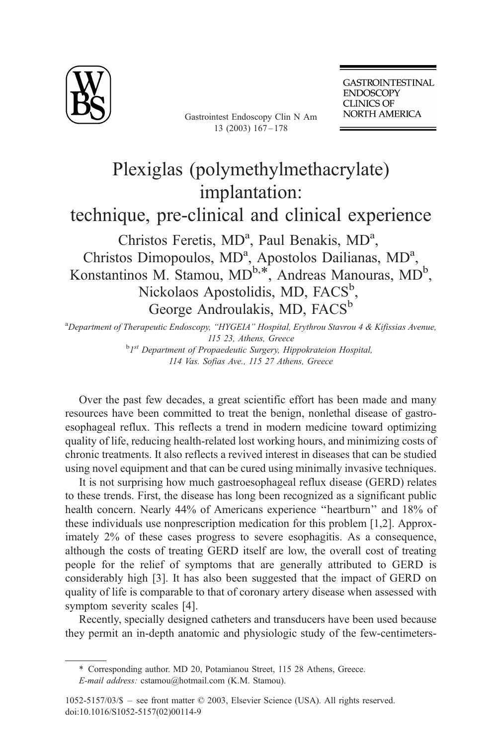# Plexiglas (polymethylmethacrylate) implantation: technique, pre-clinical and clinical experience

Christos Feretis, MD[a], Paul Benakis, MD[a], Christos Dimopoulos, MD[a], Apostolos Dailianas, MD[a], Konstantinos M. Stamou, MD[b,*], Andreas Manouras, MD[b], Nickolaos Apostolidis, MD, FACS[b], George Androulakis, MD, FACS[b]

[a]*Department of Therapeutic Endoscopy, "HYGEIA" Hospital, Erythrou Stavrou 4 & Kifissias Avenue, 115 23, Athens, Greece*

[b]*1st Department of Propaedeutic Surgery, Hippokrateion Hospital, 114 Vas. Sofias Ave., 115 27 Athens, Greece*

Over the past few decades, a great scientific effort has been made and many resources have been committed to treat the benign, nonlethal disease of gastroesophageal reflux. This reflects a trend in modern medicine toward optimizing quality of life, reducing health-related lost working hours, and minimizing costs of chronic treatments. It also reflects a revived interest in diseases that can be studied using novel equipment and that can be cured using minimally invasive techniques.

It is not surprising how much gastroesophageal reflux disease (GERD) relates to these trends. First, the disease has long been recognized as a significant public health concern. Nearly 44% of Americans experience "heartburn" and 18% of these individuals use nonprescription medication for this problem [1,2]. Approximately 2% of these cases progress to severe esophagitis. As a consequence, although the costs of treating GERD itself are low, the overall cost of treating people for the relief of symptoms that are generally attributed to GERD is considerably high [3]. It has also been suggested that the impact of GERD on quality of life is comparable to that of coronary artery disease when assessed with symptom severity scales [4].

Recently, specially designed catheters and transducers have been used because they permit an in-depth anatomic and physiologic study of the few-centimeters-

\* Corresponding author. MD 20, Potamianou Street, 115 28 Athens, Greece.
*E-mail address:* cstamou@hotmail.com (K.M. Stamou).

1052-5157/03/$ – see front matter © 2003, Elsevier Science (USA). All rights reserved.
doi:10.1016/S1052-5157(02)00114-9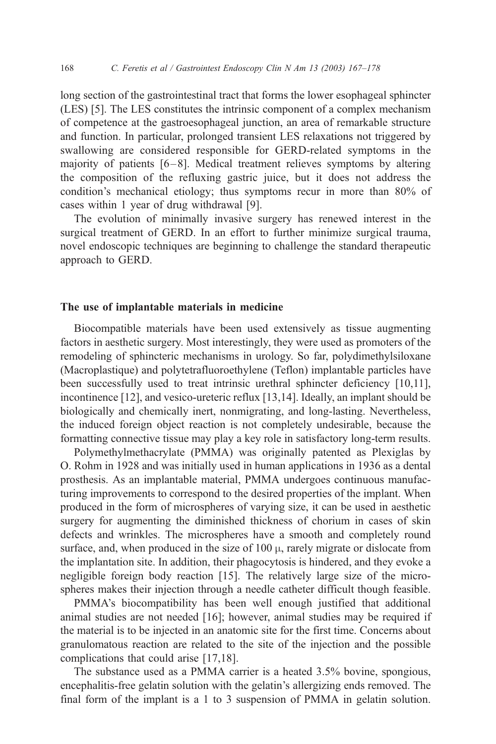long section of the gastrointestinal tract that forms the lower esophageal sphincter (LES) [5]. The LES constitutes the intrinsic component of a complex mechanism of competence at the gastroesophageal junction, an area of remarkable structure and function. In particular, prolonged transient LES relaxations not triggered by swallowing are considered responsible for GERD-related symptoms in the majority of patients [6–8]. Medical treatment relieves symptoms by altering the composition of the refluxing gastric juice, but it does not address the condition's mechanical etiology; thus symptoms recur in more than 80% of cases within 1 year of drug withdrawal [9].

The evolution of minimally invasive surgery has renewed interest in the surgical treatment of GERD. In an effort to further minimize surgical trauma, novel endoscopic techniques are beginning to challenge the standard therapeutic approach to GERD.

## The use of implantable materials in medicine

Biocompatible materials have been used extensively as tissue augmenting factors in aesthetic surgery. Most interestingly, they were used as promoters of the remodeling of sphincteric mechanisms in urology. So far, polydimethylsiloxane (Macroplastique) and polytetrafluoroethylene (Teflon) implantable particles have been successfully used to treat intrinsic urethral sphincter deficiency [10,11], incontinence [12], and vesico-ureteric reflux [13,14]. Ideally, an implant should be biologically and chemically inert, nonmigrating, and long-lasting. Nevertheless, the induced foreign object reaction is not completely undesirable, because the formatting connective tissue may play a key role in satisfactory long-term results.

Polymethylmethacrylate (PMMA) was originally patented as Plexiglas by O. Rohm in 1928 and was initially used in human applications in 1936 as a dental prosthesis. As an implantable material, PMMA undergoes continuous manufacturing improvements to correspond to the desired properties of the implant. When produced in the form of microspheres of varying size, it can be used in aesthetic surgery for augmenting the diminished thickness of chorium in cases of skin defects and wrinkles. The microspheres have a smooth and completely round surface, and, when produced in the size of 100 μ, rarely migrate or dislocate from the implantation site. In addition, their phagocytosis is hindered, and they evoke a negligible foreign body reaction [15]. The relatively large size of the microspheres makes their injection through a needle catheter difficult though feasible.

PMMA's biocompatibility has been well enough justified that additional animal studies are not needed [16]; however, animal studies may be required if the material is to be injected in an anatomic site for the first time. Concerns about granulomatous reaction are related to the site of the injection and the possible complications that could arise [17,18].

The substance used as a PMMA carrier is a heated 3.5% bovine, spongious, encephalitis-free gelatin solution with the gelatin's allergizing ends removed. The final form of the implant is a 1 to 3 suspension of PMMA in gelatin solution.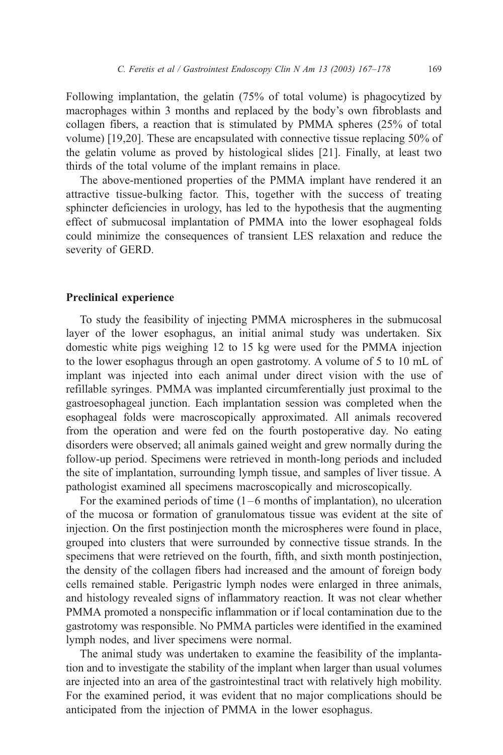Following implantation, the gelatin (75% of total volume) is phagocytized by macrophages within 3 months and replaced by the body's own fibroblasts and collagen fibers, a reaction that is stimulated by PMMA spheres (25% of total volume) [19,20]. These are encapsulated with connective tissue replacing 50% of the gelatin volume as proved by histological slides [21]. Finally, at least two thirds of the total volume of the implant remains in place.

The above-mentioned properties of the PMMA implant have rendered it an attractive tissue-bulking factor. This, together with the success of treating sphincter deficiencies in urology, has led to the hypothesis that the augmenting effect of submucosal implantation of PMMA into the lower esophageal folds could minimize the consequences of transient LES relaxation and reduce the severity of GERD.

## Preclinical experience

To study the feasibility of injecting PMMA microspheres in the submucosal layer of the lower esophagus, an initial animal study was undertaken. Six domestic white pigs weighing 12 to 15 kg were used for the PMMA injection to the lower esophagus through an open gastrotomy. A volume of 5 to 10 mL of implant was injected into each animal under direct vision with the use of refillable syringes. PMMA was implanted circumferentially just proximal to the gastroesophageal junction. Each implantation session was completed when the esophageal folds were macroscopically approximated. All animals recovered from the operation and were fed on the fourth postoperative day. No eating disorders were observed; all animals gained weight and grew normally during the follow-up period. Specimens were retrieved in month-long periods and included the site of implantation, surrounding lymph tissue, and samples of liver tissue. A pathologist examined all specimens macroscopically and microscopically.

For the examined periods of time (1–6 months of implantation), no ulceration of the mucosa or formation of granulomatous tissue was evident at the site of injection. On the first postinjection month the microspheres were found in place, grouped into clusters that were surrounded by connective tissue strands. In the specimens that were retrieved on the fourth, fifth, and sixth month postinjection, the density of the collagen fibers had increased and the amount of foreign body cells remained stable. Perigastric lymph nodes were enlarged in three animals, and histology revealed signs of inflammatory reaction. It was not clear whether PMMA promoted a nonspecific inflammation or if local contamination due to the gastrotomy was responsible. No PMMA particles were identified in the examined lymph nodes, and liver specimens were normal.

The animal study was undertaken to examine the feasibility of the implantation and to investigate the stability of the implant when larger than usual volumes are injected into an area of the gastrointestinal tract with relatively high mobility. For the examined period, it was evident that no major complications should be anticipated from the injection of PMMA in the lower esophagus.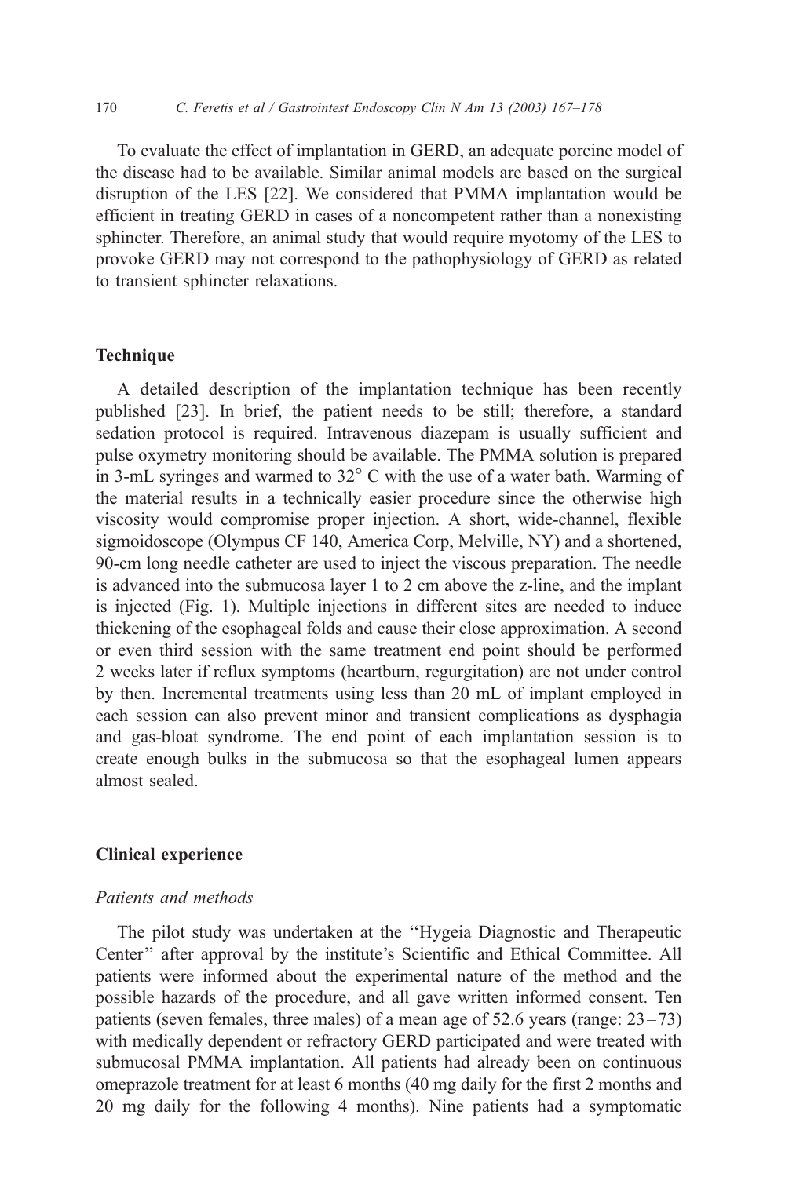To evaluate the effect of implantation in GERD, an adequate porcine model of the disease had to be available. Similar animal models are based on the surgical disruption of the LES [22]. We considered that PMMA implantation would be efficient in treating GERD in cases of a noncompetent rather than a nonexisting sphincter. Therefore, an animal study that would require myotomy of the LES to provoke GERD may not correspond to the pathophysiology of GERD as related to transient sphincter relaxations.

## Technique

A detailed description of the implantation technique has been recently published [23]. In brief, the patient needs to be still; therefore, a standard sedation protocol is required. Intravenous diazepam is usually sufficient and pulse oxymetry monitoring should be available. The PMMA solution is prepared in 3-mL syringes and warmed to 32° C with the use of a water bath. Warming of the material results in a technically easier procedure since the otherwise high viscosity would compromise proper injection. A short, wide-channel, flexible sigmoidoscope (Olympus CF 140, America Corp, Melville, NY) and a shortened, 90-cm long needle catheter are used to inject the viscous preparation. The needle is advanced into the submucosa layer 1 to 2 cm above the z-line, and the implant is injected (Fig. 1). Multiple injections in different sites are needed to induce thickening of the esophageal folds and cause their close approximation. A second or even third session with the same treatment end point should be performed 2 weeks later if reflux symptoms (heartburn, regurgitation) are not under control by then. Incremental treatments using less than 20 mL of implant employed in each session can also prevent minor and transient complications as dysphagia and gas-bloat syndrome. The end point of each implantation session is to create enough bulks in the submucosa so that the esophageal lumen appears almost sealed.

## Clinical experience

### *Patients and methods*

The pilot study was undertaken at the ''Hygeia Diagnostic and Therapeutic Center'' after approval by the institute's Scientific and Ethical Committee. All patients were informed about the experimental nature of the method and the possible hazards of the procedure, and all gave written informed consent. Ten patients (seven females, three males) of a mean age of 52.6 years (range: 23–73) with medically dependent or refractory GERD participated and were treated with submucosal PMMA implantation. All patients had already been on continuous omeprazole treatment for at least 6 months (40 mg daily for the first 2 months and 20 mg daily for the following 4 months). Nine patients had a symptomatic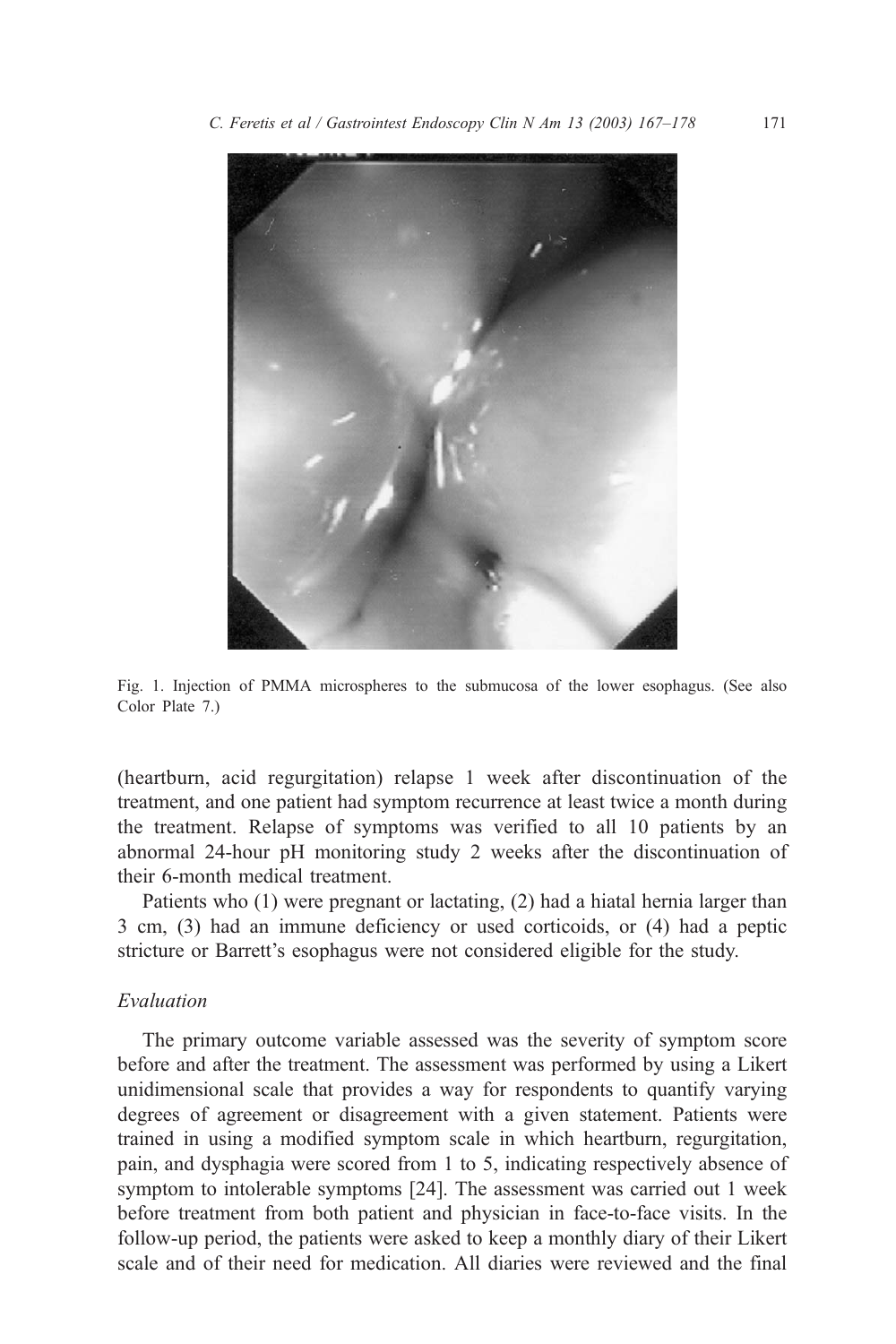Fig. 1. Injection of PMMA microspheres to the submucosa of the lower esophagus. (See also Color Plate 7.)

(heartburn, acid regurgitation) relapse 1 week after discontinuation of the treatment, and one patient had symptom recurrence at least twice a month during the treatment. Relapse of symptoms was verified to all 10 patients by an abnormal 24-hour pH monitoring study 2 weeks after the discontinuation of their 6-month medical treatment.

Patients who (1) were pregnant or lactating, (2) had a hiatal hernia larger than 3 cm, (3) had an immune deficiency or used corticoids, or (4) had a peptic stricture or Barrett's esophagus were not considered eligible for the study.

### *Evaluation*

The primary outcome variable assessed was the severity of symptom score before and after the treatment. The assessment was performed by using a Likert unidimensional scale that provides a way for respondents to quantify varying degrees of agreement or disagreement with a given statement. Patients were trained in using a modified symptom scale in which heartburn, regurgitation, pain, and dysphagia were scored from 1 to 5, indicating respectively absence of symptom to intolerable symptoms [24]. The assessment was carried out 1 week before treatment from both patient and physician in face-to-face visits. In the follow-up period, the patients were asked to keep a monthly diary of their Likert scale and of their need for medication. All diaries were reviewed and the final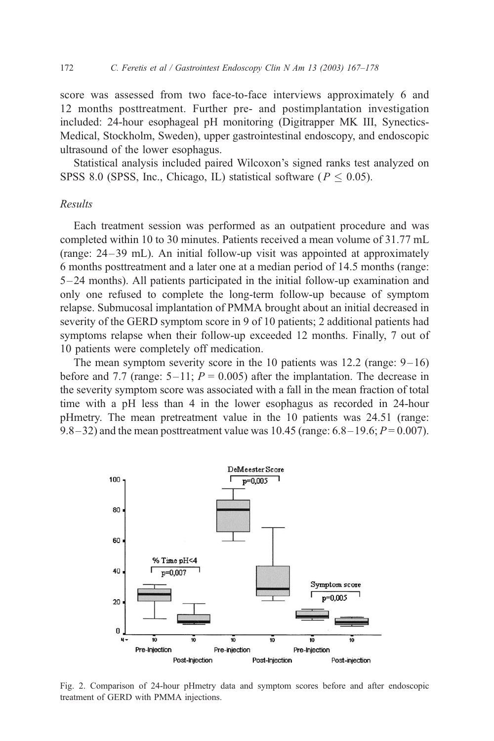score was assessed from two face-to-face interviews approximately 6 and 12 months posttreatment. Further pre- and postimplantation investigation included: 24-hour esophageal pH monitoring (Digitrapper MK III, Synectics-Medical, Stockholm, Sweden), upper gastrointestinal endoscopy, and endoscopic ultrasound of the lower esophagus.

Statistical analysis included paired Wilcoxon's signed ranks test analyzed on SPSS 8.0 (SPSS, Inc., Chicago, IL) statistical software ($P \leq 0.05$).

### *Results*

Each treatment session was performed as an outpatient procedure and was completed within 10 to 30 minutes. Patients received a mean volume of 31.77 mL (range: 24–39 mL). An initial follow-up visit was appointed at approximately 6 months posttreatment and a later one at a median period of 14.5 months (range: 5–24 months). All patients participated in the initial follow-up examination and only one refused to complete the long-term follow-up because of symptom relapse. Submucosal implantation of PMMA brought about an initial decreased in severity of the GERD symptom score in 9 of 10 patients; 2 additional patients had symptoms relapse when their follow-up exceeded 12 months. Finally, 7 out of 10 patients were completely off medication.

The mean symptom severity score in the 10 patients was 12.2 (range: 9–16) before and 7.7 (range: 5–11; $P = 0.005$) after the implantation. The decrease in the severity symptom score was associated with a fall in the mean fraction of total time with a pH less than 4 in the lower esophagus as recorded in 24-hour pHmetry. The mean pretreatment value in the 10 patients was 24.51 (range: 9.8–32) and the mean posttreatment value was 10.45 (range: 6.8–19.6; $P = 0.007$).

Fig. 2. Comparison of 24-hour pHmetry data and symptom scores before and after endoscopic treatment of GERD with PMMA injections.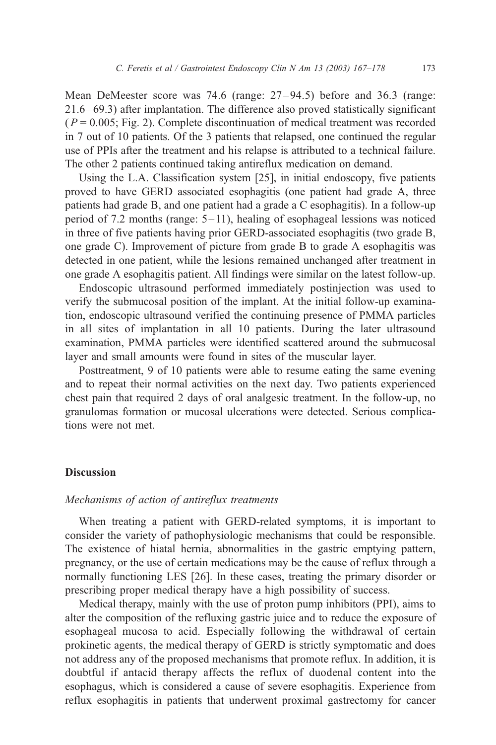Mean DeMeester score was 74.6 (range: 27–94.5) before and 36.3 (range: 21.6–69.3) after implantation. The difference also proved statistically significant ($P = 0.005$; Fig. 2). Complete discontinuation of medical treatment was recorded in 7 out of 10 patients. Of the 3 patients that relapsed, one continued the regular use of PPIs after the treatment and his relapse is attributed to a technical failure. The other 2 patients continued taking antireflux medication on demand.

Using the L.A. Classification system [25], in initial endoscopy, five patients proved to have GERD associated esophagitis (one patient had grade A, three patients had grade B, and one patient had a grade a C esophagitis). In a follow-up period of 7.2 months (range: 5–11), healing of esophageal lessions was noticed in three of five patients having prior GERD-associated esophagitis (two grade B, one grade C). Improvement of picture from grade B to grade A esophagitis was detected in one patient, while the lesions remained unchanged after treatment in one grade A esophagitis patient. All findings were similar on the latest follow-up.

Endoscopic ultrasound performed immediately postinjection was used to verify the submucosal position of the implant. At the initial follow-up examination, endoscopic ultrasound verified the continuing presence of PMMA particles in all sites of implantation in all 10 patients. During the later ultrasound examination, PMMA particles were identified scattered around the submucosal layer and small amounts were found in sites of the muscular layer.

Posttreatment, 9 of 10 patients were able to resume eating the same evening and to repeat their normal activities on the next day. Two patients experienced chest pain that required 2 days of oral analgesic treatment. In the follow-up, no granulomas formation or mucosal ulcerations were detected. Serious complications were not met.

## Discussion

### *Mechanisms of action of antireflux treatments*

When treating a patient with GERD-related symptoms, it is important to consider the variety of pathophysiologic mechanisms that could be responsible. The existence of hiatal hernia, abnormalities in the gastric emptying pattern, pregnancy, or the use of certain medications may be the cause of reflux through a normally functioning LES [26]. In these cases, treating the primary disorder or prescribing proper medical therapy have a high possibility of success.

Medical therapy, mainly with the use of proton pump inhibitors (PPI), aims to alter the composition of the refluxing gastric juice and to reduce the exposure of esophageal mucosa to acid. Especially following the withdrawal of certain prokinetic agents, the medical therapy of GERD is strictly symptomatic and does not address any of the proposed mechanisms that promote reflux. In addition, it is doubtful if antacid therapy affects the reflux of duodenal content into the esophagus, which is considered a cause of severe esophagitis. Experience from reflux esophagitis in patients that underwent proximal gastrectomy for cancer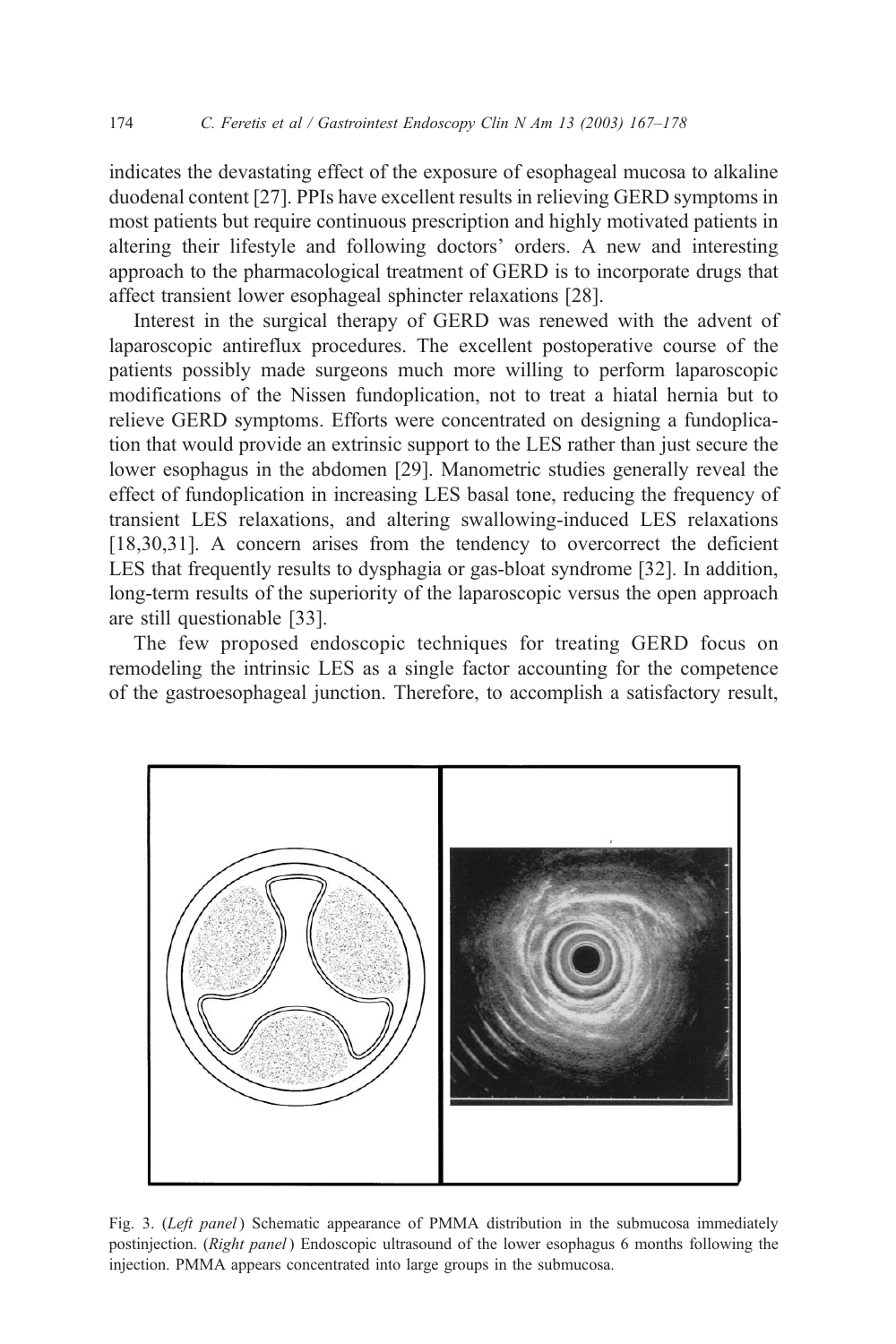indicates the devastating effect of the exposure of esophageal mucosa to alkaline duodenal content [27]. PPIs have excellent results in relieving GERD symptoms in most patients but require continuous prescription and highly motivated patients in altering their lifestyle and following doctors' orders. A new and interesting approach to the pharmacological treatment of GERD is to incorporate drugs that affect transient lower esophageal sphincter relaxations [28].

Interest in the surgical therapy of GERD was renewed with the advent of laparoscopic antireflux procedures. The excellent postoperative course of the patients possibly made surgeons much more willing to perform laparoscopic modifications of the Nissen fundoplication, not to treat a hiatal hernia but to relieve GERD symptoms. Efforts were concentrated on designing a fundoplication that would provide an extrinsic support to the LES rather than just secure the lower esophagus in the abdomen [29]. Manometric studies generally reveal the effect of fundoplication in increasing LES basal tone, reducing the frequency of transient LES relaxations, and altering swallowing-induced LES relaxations [18,30,31]. A concern arises from the tendency to overcorrect the deficient LES that frequently results to dysphagia or gas-bloat syndrome [32]. In addition, long-term results of the superiority of the laparoscopic versus the open approach are still questionable [33].

The few proposed endoscopic techniques for treating GERD focus on remodeling the intrinsic LES as a single factor accounting for the competence of the gastroesophageal junction. Therefore, to accomplish a satisfactory result,

Fig. 3. (*Left panel*) Schematic appearance of PMMA distribution in the submucosa immediately postinjection. (*Right panel*) Endoscopic ultrasound of the lower esophagus 6 months following the injection. PMMA appears concentrated into large groups in the submucosa.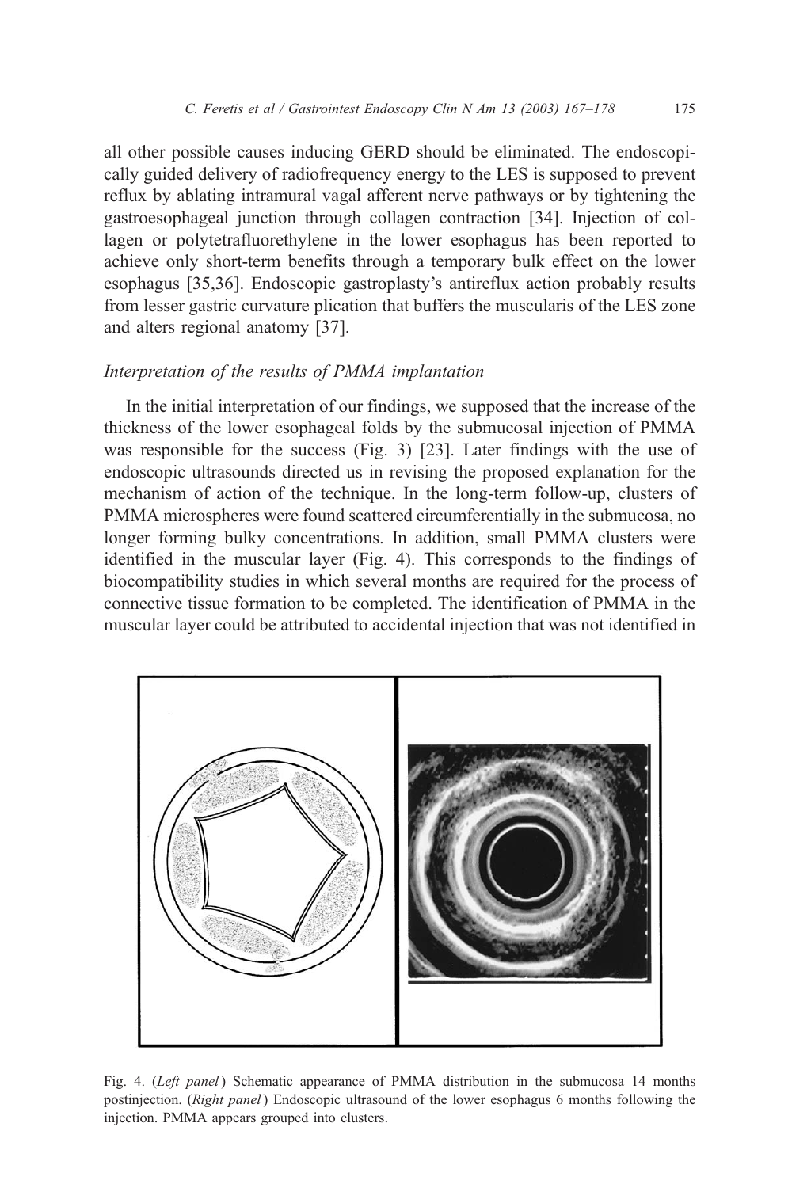all other possible causes inducing GERD should be eliminated. The endoscopically guided delivery of radiofrequency energy to the LES is supposed to prevent reflux by ablating intramural vagal afferent nerve pathways or by tightening the gastroesophageal junction through collagen contraction [34]. Injection of collagen or polytetrafluorethylene in the lower esophagus has been reported to achieve only short-term benefits through a temporary bulk effect on the lower esophagus [35,36]. Endoscopic gastroplasty's antireflux action probably results from lesser gastric curvature plication that buffers the muscularis of the LES zone and alters regional anatomy [37].

### *Interpretation of the results of PMMA implantation*

In the initial interpretation of our findings, we supposed that the increase of the thickness of the lower esophageal folds by the submucosal injection of PMMA was responsible for the success (Fig. 3) [23]. Later findings with the use of endoscopic ultrasounds directed us in revising the proposed explanation for the mechanism of action of the technique. In the long-term follow-up, clusters of PMMA microspheres were found scattered circumferentially in the submucosa, no longer forming bulky concentrations. In addition, small PMMA clusters were identified in the muscular layer (Fig. 4). This corresponds to the findings of biocompatibility studies in which several months are required for the process of connective tissue formation to be completed. The identification of PMMA in the muscular layer could be attributed to accidental injection that was not identified in

Fig. 4. (*Left panel*) Schematic appearance of PMMA distribution in the submucosa 14 months postinjection. (*Right panel*) Endoscopic ultrasound of the lower esophagus 6 months following the injection. PMMA appears grouped into clusters.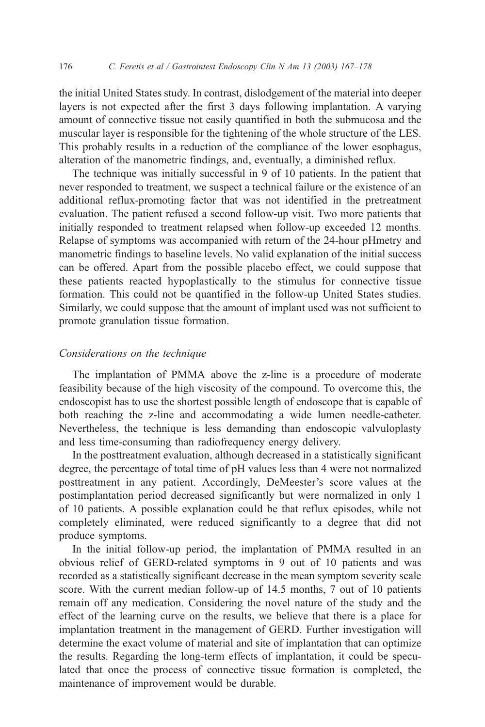the initial United States study. In contrast, dislodgement of the material into deeper layers is not expected after the first 3 days following implantation. A varying amount of connective tissue not easily quantified in both the submucosa and the muscular layer is responsible for the tightening of the whole structure of the LES. This probably results in a reduction of the compliance of the lower esophagus, alteration of the manometric findings, and, eventually, a diminished reflux.

The technique was initially successful in 9 of 10 patients. In the patient that never responded to treatment, we suspect a technical failure or the existence of an additional reflux-promoting factor that was not identified in the pretreatment evaluation. The patient refused a second follow-up visit. Two more patients that initially responded to treatment relapsed when follow-up exceeded 12 months. Relapse of symptoms was accompanied with return of the 24-hour pHmetry and manometric findings to baseline levels. No valid explanation of the initial success can be offered. Apart from the possible placebo effect, we could suppose that these patients reacted hypoplastically to the stimulus for connective tissue formation. This could not be quantified in the follow-up United States studies. Similarly, we could suppose that the amount of implant used was not sufficient to promote granulation tissue formation.

### *Considerations on the technique*

The implantation of PMMA above the z-line is a procedure of moderate feasibility because of the high viscosity of the compound. To overcome this, the endoscopist has to use the shortest possible length of endoscope that is capable of both reaching the z-line and accommodating a wide lumen needle-catheter. Nevertheless, the technique is less demanding than endoscopic valvuloplasty and less time-consuming than radiofrequency energy delivery.

In the posttreatment evaluation, although decreased in a statistically significant degree, the percentage of total time of pH values less than 4 were not normalized posttreatment in any patient. Accordingly, DeMeester's score values at the postimplantation period decreased significantly but were normalized in only 1 of 10 patients. A possible explanation could be that reflux episodes, while not completely eliminated, were reduced significantly to a degree that did not produce symptoms.

In the initial follow-up period, the implantation of PMMA resulted in an obvious relief of GERD-related symptoms in 9 out of 10 patients and was recorded as a statistically significant decrease in the mean symptom severity scale score. With the current median follow-up of 14.5 months, 7 out of 10 patients remain off any medication. Considering the novel nature of the study and the effect of the learning curve on the results, we believe that there is a place for implantation treatment in the management of GERD. Further investigation will determine the exact volume of material and site of implantation that can optimize the results. Regarding the long-term effects of implantation, it could be speculated that once the process of connective tissue formation is completed, the maintenance of improvement would be durable.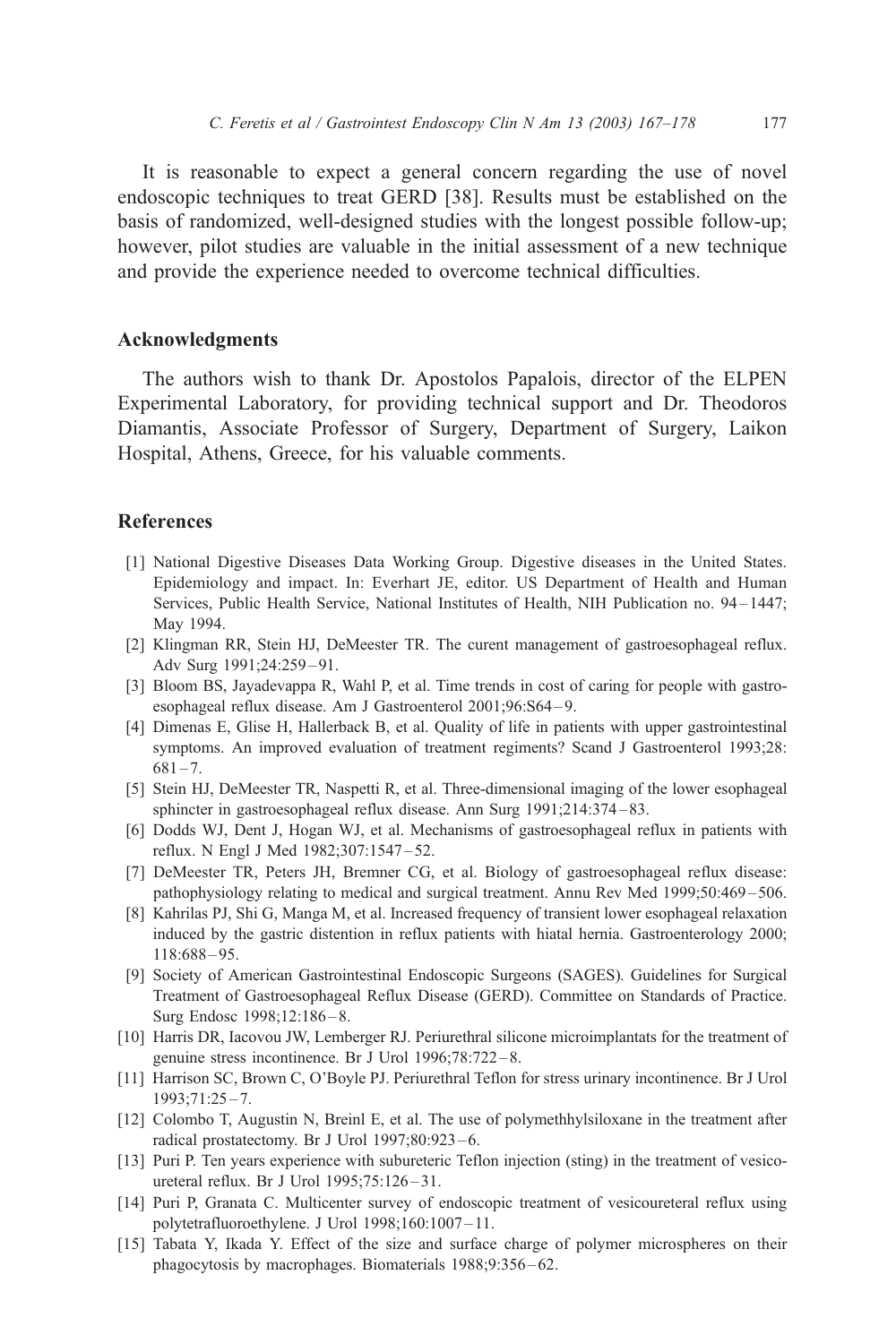It is reasonable to expect a general concern regarding the use of novel endoscopic techniques to treat GERD [38]. Results must be established on the basis of randomized, well-designed studies with the longest possible follow-up; however, pilot studies are valuable in the initial assessment of a new technique and provide the experience needed to overcome technical difficulties.

## Acknowledgments

The authors wish to thank Dr. Apostolos Papalois, director of the ELPEN Experimental Laboratory, for providing technical support and Dr. Theodoros Diamantis, Associate Professor of Surgery, Department of Surgery, Laikon Hospital, Athens, Greece, for his valuable comments.

## References

[1] National Digestive Diseases Data Working Group. Digestive diseases in the United States. Epidemiology and impact. In: Everhart JE, editor. US Department of Health and Human Services, Public Health Service, National Institutes of Health, NIH Publication no. 94–1447; May 1994.

[2] Klingman RR, Stein HJ, DeMeester TR. The curent management of gastroesophageal reflux. Adv Surg 1991;24:259–91.

[3] Bloom BS, Jayadevappa R, Wahl P, et al. Time trends in cost of caring for people with gastroesophageal reflux disease. Am J Gastroenterol 2001;96:S64–9.

[4] Dimenas E, Glise H, Hallerback B, et al. Quality of life in patients with upper gastrointestinal symptoms. An improved evaluation of treatment regiments? Scand J Gastroenterol 1993;28: 681–7.

[5] Stein HJ, DeMeester TR, Naspetti R, et al. Three-dimensional imaging of the lower esophageal sphincter in gastroesophageal reflux disease. Ann Surg 1991;214:374–83.

[6] Dodds WJ, Dent J, Hogan WJ, et al. Mechanisms of gastroesophageal reflux in patients with reflux. N Engl J Med 1982;307:1547–52.

[7] DeMeester TR, Peters JH, Bremner CG, et al. Biology of gastroesophageal reflux disease: pathophysiology relating to medical and surgical treatment. Annu Rev Med 1999;50:469–506.

[8] Kahrilas PJ, Shi G, Manga M, et al. Increased frequency of transient lower esophageal relaxation induced by the gastric distention in reflux patients with hiatal hernia. Gastroenterology 2000; 118:688–95.

[9] Society of American Gastrointestinal Endoscopic Surgeons (SAGES). Guidelines for Surgical Treatment of Gastroesophageal Reflux Disease (GERD). Committee on Standards of Practice. Surg Endosc 1998;12:186–8.

[10] Harris DR, Iacovou JW, Lemberger RJ. Periurethral silicone microimplantats for the treatment of genuine stress incontinence. Br J Urol 1996;78:722–8.

[11] Harrison SC, Brown C, O'Boyle PJ. Periurethral Teflon for stress urinary incontinence. Br J Urol 1993;71:25–7.

[12] Colombo T, Augustin N, Breinl E, et al. The use of polymethhylsiloxane in the treatment after radical prostatectomy. Br J Urol 1997;80:923–6.

[13] Puri P. Ten years experience with subureteric Teflon injection (sting) in the treatment of vesicoureteral reflux. Br J Urol 1995;75:126–31.

[14] Puri P, Granata C. Multicenter survey of endoscopic treatment of vesicoureteral reflux using polytetrafluoroethylene. J Urol 1998;160:1007–11.

[15] Tabata Y, Ikada Y. Effect of the size and surface charge of polymer microspheres on their phagocytosis by macrophages. Biomaterials 1988;9:356–62.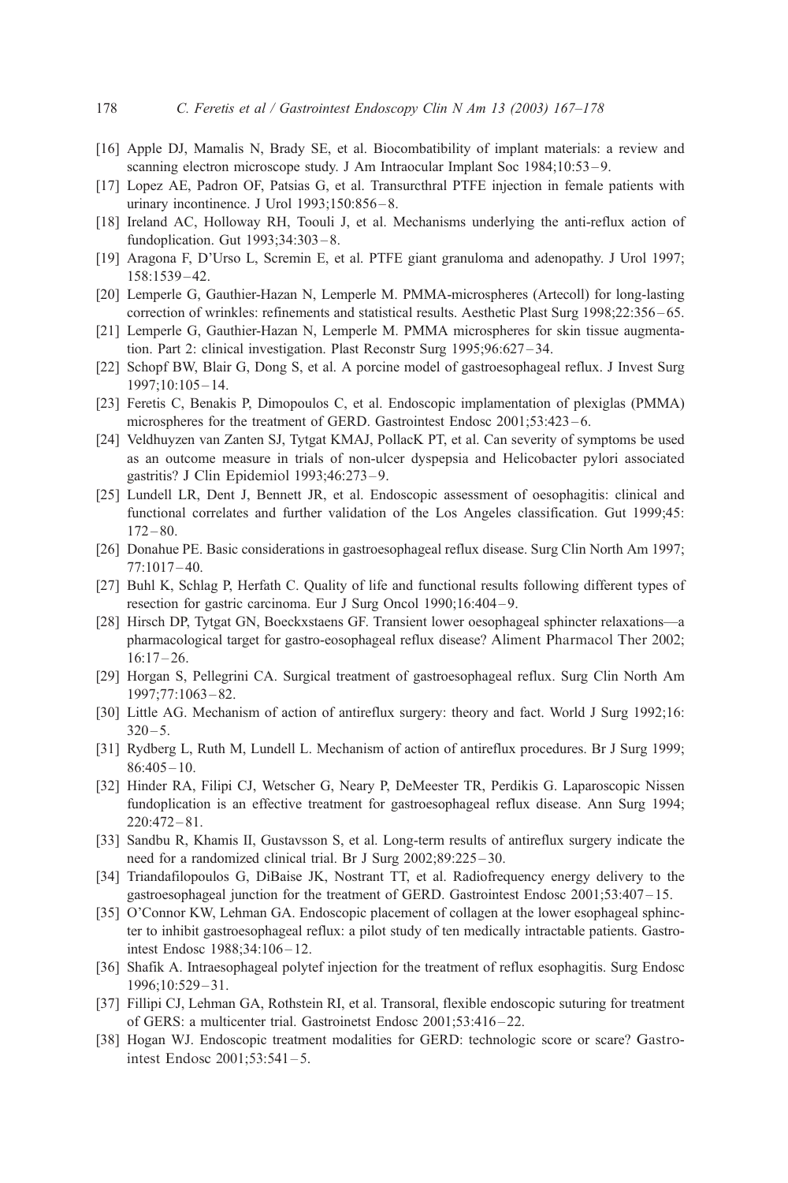[16] Apple DJ, Mamalis N, Brady SE, et al. Biocombatibility of implant materials: a review and scanning electron microscope study. J Am Intraocular Implant Soc 1984;10:53–9.

[17] Lopez AE, Padron OF, Patsias G, et al. Transurcthral PTFE injection in female patients with urinary incontinence. J Urol 1993;150:856–8.

[18] Ireland AC, Holloway RH, Toouli J, et al. Mechanisms underlying the anti-reflux action of fundoplication. Gut 1993;34:303–8.

[19] Aragona F, D'Urso L, Scremin E, et al. PTFE giant granuloma and adenopathy. J Urol 1997; 158:1539–42.

[20] Lemperle G, Gauthier-Hazan N, Lemperle M. PMMA-microspheres (Artecoll) for long-lasting correction of wrinkles: refinements and statistical results. Aesthetic Plast Surg 1998;22:356–65.

[21] Lemperle G, Gauthier-Hazan N, Lemperle M. PMMA microspheres for skin tissue augmentation. Part 2: clinical investigation. Plast Reconstr Surg 1995;96:627–34.

[22] Schopf BW, Blair G, Dong S, et al. A porcine model of gastroesophageal reflux. J Invest Surg 1997;10:105–14.

[23] Feretis C, Benakis P, Dimopoulos C, et al. Endoscopic implamentation of plexiglas (PMMA) microspheres for the treatment of GERD. Gastrointest Endosc 2001;53:423–6.

[24] Veldhuyzen van Zanten SJ, Tytgat KMAJ, PollacK PT, et al. Can severity of symptoms be used as an outcome measure in trials of non-ulcer dyspepsia and Helicobacter pylori associated gastritis? J Clin Epidemiol 1993;46:273–9.

[25] Lundell LR, Dent J, Bennett JR, et al. Endoscopic assessment of oesophagitis: clinical and functional correlates and further validation of the Los Angeles classification. Gut 1999;45: 172–80.

[26] Donahue PE. Basic considerations in gastroesophageal reflux disease. Surg Clin North Am 1997; 77:1017–40.

[27] Buhl K, Schlag P, Herfath C. Quality of life and functional results following different types of resection for gastric carcinoma. Eur J Surg Oncol 1990;16:404–9.

[28] Hirsch DP, Tytgat GN, Boeckxstaens GF. Transient lower oesophageal sphincter relaxations—a pharmacological target for gastro-eosophageal reflux disease? Aliment Pharmacol Ther 2002; 16:17–26.

[29] Horgan S, Pellegrini CA. Surgical treatment of gastroesophageal reflux. Surg Clin North Am 1997;77:1063–82.

[30] Little AG. Mechanism of action of antireflux surgery: theory and fact. World J Surg 1992;16: 320–5.

[31] Rydberg L, Ruth M, Lundell L. Mechanism of action of antireflux procedures. Br J Surg 1999; 86:405–10.

[32] Hinder RA, Filipi CJ, Wetscher G, Neary P, DeMeester TR, Perdikis G. Laparoscopic Nissen fundoplication is an effective treatment for gastroesophageal reflux disease. Ann Surg 1994; 220:472–81.

[33] Sandbu R, Khamis II, Gustavsson S, et al. Long-term results of antireflux surgery indicate the need for a randomized clinical trial. Br J Surg 2002;89:225–30.

[34] Triandafilopoulos G, DiBaise JK, Nostrant TT, et al. Radiofrequency energy delivery to the gastroesophageal junction for the treatment of GERD. Gastrointest Endosc 2001;53:407–15.

[35] O'Connor KW, Lehman GA. Endoscopic placement of collagen at the lower esophageal sphincter to inhibit gastroesophageal reflux: a pilot study of ten medically intractable patients. Gastrointest Endosc 1988;34:106–12.

[36] Shafik A. Intraesophageal polytef injection for the treatment of reflux esophagitis. Surg Endosc 1996;10:529–31.

[37] Fillipi CJ, Lehman GA, Rothstein RI, et al. Transoral, flexible endoscopic suturing for treatment of GERS: a multicenter trial. Gastroinetst Endosc 2001;53:416–22.

[38] Hogan WJ. Endoscopic treatment modalities for GERD: technologic score or scare? Gastrointest Endosc 2001;53:541–5.